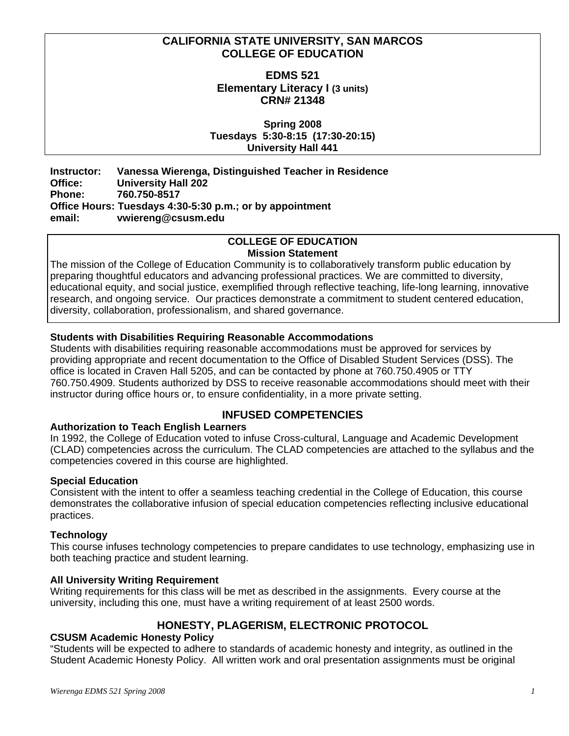# CALIFORNIA STATE UNIVERSITY, SAN MARCOS
# COLLEGE OF EDUCATION

## EDMS 521
## Elementary Literacy I (3 units)
## CRN# 21348

**Spring 2008**
**Tuesdays 5:30-8:15 (17:30-20:15)**
**University Hall 441**

**Instructor:** **Vanessa Wierenga, Distinguished Teacher in Residence**
**Office:** **University Hall 202**
**Phone:** **760.750-8517**
**Office Hours: Tuesdays 4:30-5:30 p.m.; or by appointment**
**email:** **vwiereng@csusm.edu**

### COLLEGE OF EDUCATION
### Mission Statement

The mission of the College of Education Community is to collaboratively transform public education by preparing thoughtful educators and advancing professional practices. We are committed to diversity, educational equity, and social justice, exemplified through reflective teaching, life-long learning, innovative research, and ongoing service. Our practices demonstrate a commitment to student centered education, diversity, collaboration, professionalism, and shared governance.

### Students with Disabilities Requiring Reasonable Accommodations

Students with disabilities requiring reasonable accommodations must be approved for services by providing appropriate and recent documentation to the Office of Disabled Student Services (DSS). The office is located in Craven Hall 5205, and can be contacted by phone at 760.750.4905 or TTY 760.750.4909. Students authorized by DSS to receive reasonable accommodations should meet with their instructor during office hours or, to ensure confidentiality, in a more private setting.

## INFUSED COMPETENCIES

### Authorization to Teach English Learners

In 1992, the College of Education voted to infuse Cross-cultural, Language and Academic Development (CLAD) competencies across the curriculum. The CLAD competencies are attached to the syllabus and the competencies covered in this course are highlighted.

### Special Education

Consistent with the intent to offer a seamless teaching credential in the College of Education, this course demonstrates the collaborative infusion of special education competencies reflecting inclusive educational practices.

### Technology

This course infuses technology competencies to prepare candidates to use technology, emphasizing use in both teaching practice and student learning.

### All University Writing Requirement

Writing requirements for this class will be met as described in the assignments. Every course at the university, including this one, must have a writing requirement of at least 2500 words.

## HONESTY, PLAGERISM, ELECTRONIC PROTOCOL

### CSUSM Academic Honesty Policy

"Students will be expected to adhere to standards of academic honesty and integrity, as outlined in the Student Academic Honesty Policy. All written work and oral presentation assignments must be original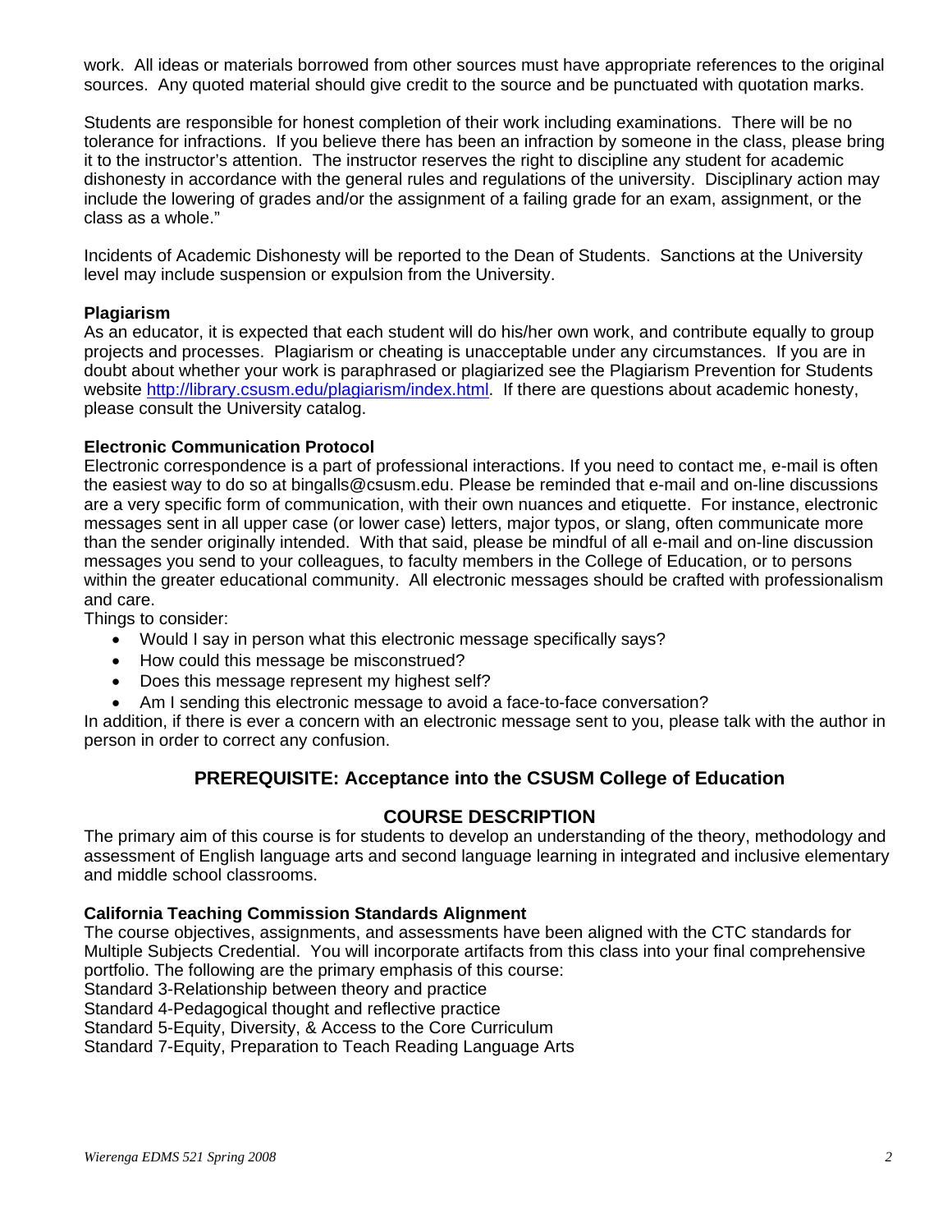work. All ideas or materials borrowed from other sources must have appropriate references to the original sources. Any quoted material should give credit to the source and be punctuated with quotation marks.

Students are responsible for honest completion of their work including examinations. There will be no tolerance for infractions. If you believe there has been an infraction by someone in the class, please bring it to the instructor's attention. The instructor reserves the right to discipline any student for academic dishonesty in accordance with the general rules and regulations of the university. Disciplinary action may include the lowering of grades and/or the assignment of a failing grade for an exam, assignment, or the class as a whole."

Incidents of Academic Dishonesty will be reported to the Dean of Students. Sanctions at the University level may include suspension or expulsion from the University.

**Plagiarism**

As an educator, it is expected that each student will do his/her own work, and contribute equally to group projects and processes. Plagiarism or cheating is unacceptable under any circumstances. If you are in doubt about whether your work is paraphrased or plagiarized see the Plagiarism Prevention for Students website [http://library.csusm.edu/plagiarism/index.html](http://library.csusm.edu/plagiarism/index.html). If there are questions about academic honesty, please consult the University catalog.

**Electronic Communication Protocol**

Electronic correspondence is a part of professional interactions. If you need to contact me, e-mail is often the easiest way to do so at bingalls@csusm.edu. Please be reminded that e-mail and on-line discussions are a very specific form of communication, with their own nuances and etiquette. For instance, electronic messages sent in all upper case (or lower case) letters, major typos, or slang, often communicate more than the sender originally intended. With that said, please be mindful of all e-mail and on-line discussion messages you send to your colleagues, to faculty members in the College of Education, or to persons within the greater educational community. All electronic messages should be crafted with professionalism and care.

Things to consider:

- Would I say in person what this electronic message specifically says?
- How could this message be misconstrued?
- Does this message represent my highest self?
- Am I sending this electronic message to avoid a face-to-face conversation?

In addition, if there is ever a concern with an electronic message sent to you, please talk with the author in person in order to correct any confusion.

## PREREQUISITE: Acceptance into the CSUSM College of Education

## COURSE DESCRIPTION

The primary aim of this course is for students to develop an understanding of the theory, methodology and assessment of English language arts and second language learning in integrated and inclusive elementary and middle school classrooms.

**California Teaching Commission Standards Alignment**

The course objectives, assignments, and assessments have been aligned with the CTC standards for Multiple Subjects Credential. You will incorporate artifacts from this class into your final comprehensive portfolio. The following are the primary emphasis of this course:

Standard 3-Relationship between theory and practice
Standard 4-Pedagogical thought and reflective practice
Standard 5-Equity, Diversity, & Access to the Core Curriculum
Standard 7-Equity, Preparation to Teach Reading Language Arts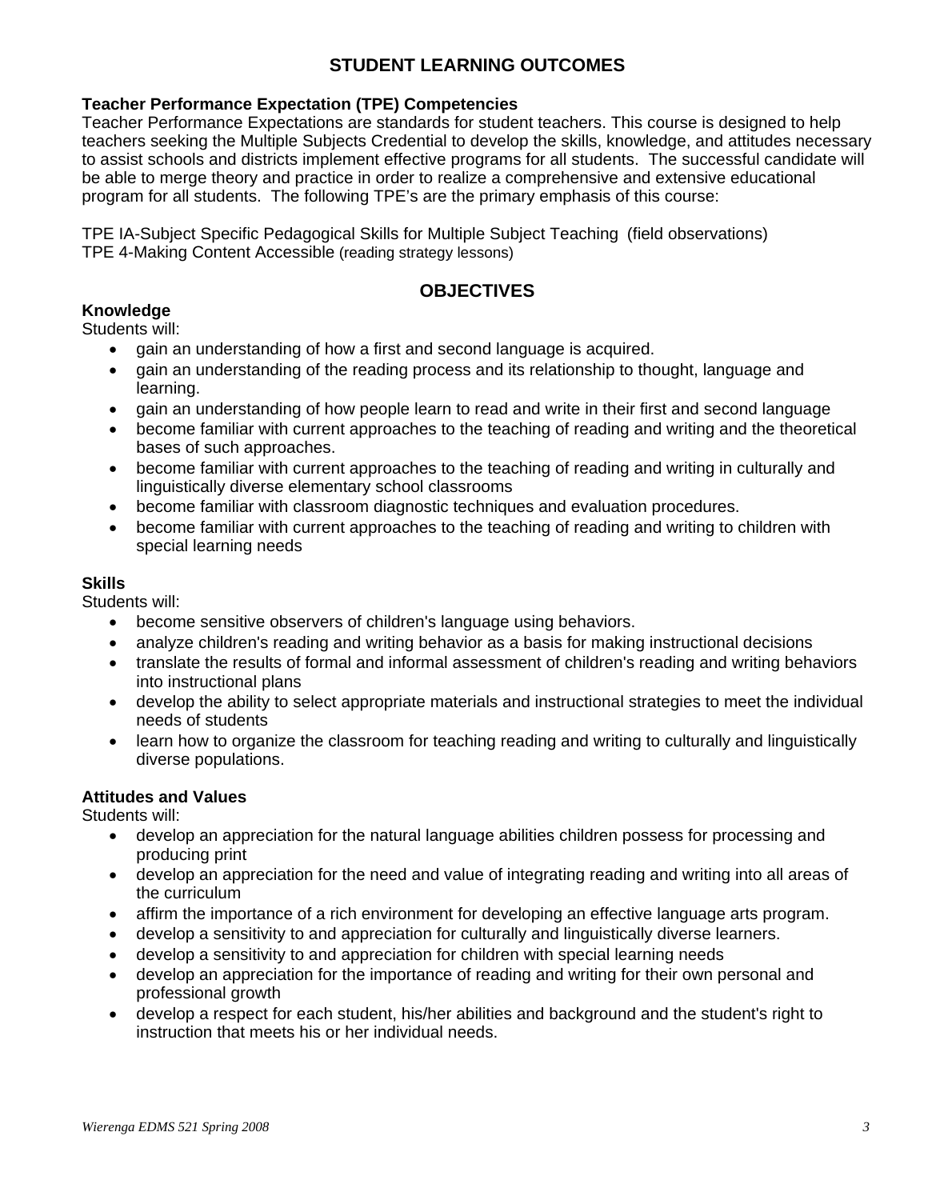## STUDENT LEARNING OUTCOMES

**Teacher Performance Expectation (TPE) Competencies**
Teacher Performance Expectations are standards for student teachers. This course is designed to help teachers seeking the Multiple Subjects Credential to develop the skills, knowledge, and attitudes necessary to assist schools and districts implement effective programs for all students. The successful candidate will be able to merge theory and practice in order to realize a comprehensive and extensive educational program for all students. The following TPE's are the primary emphasis of this course:

TPE IA-Subject Specific Pedagogical Skills for Multiple Subject Teaching (field observations)
TPE 4-Making Content Accessible (reading strategy lessons)

## OBJECTIVES

**Knowledge**
Students will:

- gain an understanding of how a first and second language is acquired.
- gain an understanding of the reading process and its relationship to thought, language and learning.
- gain an understanding of how people learn to read and write in their first and second language
- become familiar with current approaches to the teaching of reading and writing and the theoretical bases of such approaches.
- become familiar with current approaches to the teaching of reading and writing in culturally and linguistically diverse elementary school classrooms
- become familiar with classroom diagnostic techniques and evaluation procedures.
- become familiar with current approaches to the teaching of reading and writing to children with special learning needs

**Skills**
Students will:

- become sensitive observers of children's language using behaviors.
- analyze children's reading and writing behavior as a basis for making instructional decisions
- translate the results of formal and informal assessment of children's reading and writing behaviors into instructional plans
- develop the ability to select appropriate materials and instructional strategies to meet the individual needs of students
- learn how to organize the classroom for teaching reading and writing to culturally and linguistically diverse populations.

**Attitudes and Values**
Students will:

- develop an appreciation for the natural language abilities children possess for processing and producing print
- develop an appreciation for the need and value of integrating reading and writing into all areas of the curriculum
- affirm the importance of a rich environment for developing an effective language arts program.
- develop a sensitivity to and appreciation for culturally and linguistically diverse learners.
- develop a sensitivity to and appreciation for children with special learning needs
- develop an appreciation for the importance of reading and writing for their own personal and professional growth
- develop a respect for each student, his/her abilities and background and the student's right to instruction that meets his or her individual needs.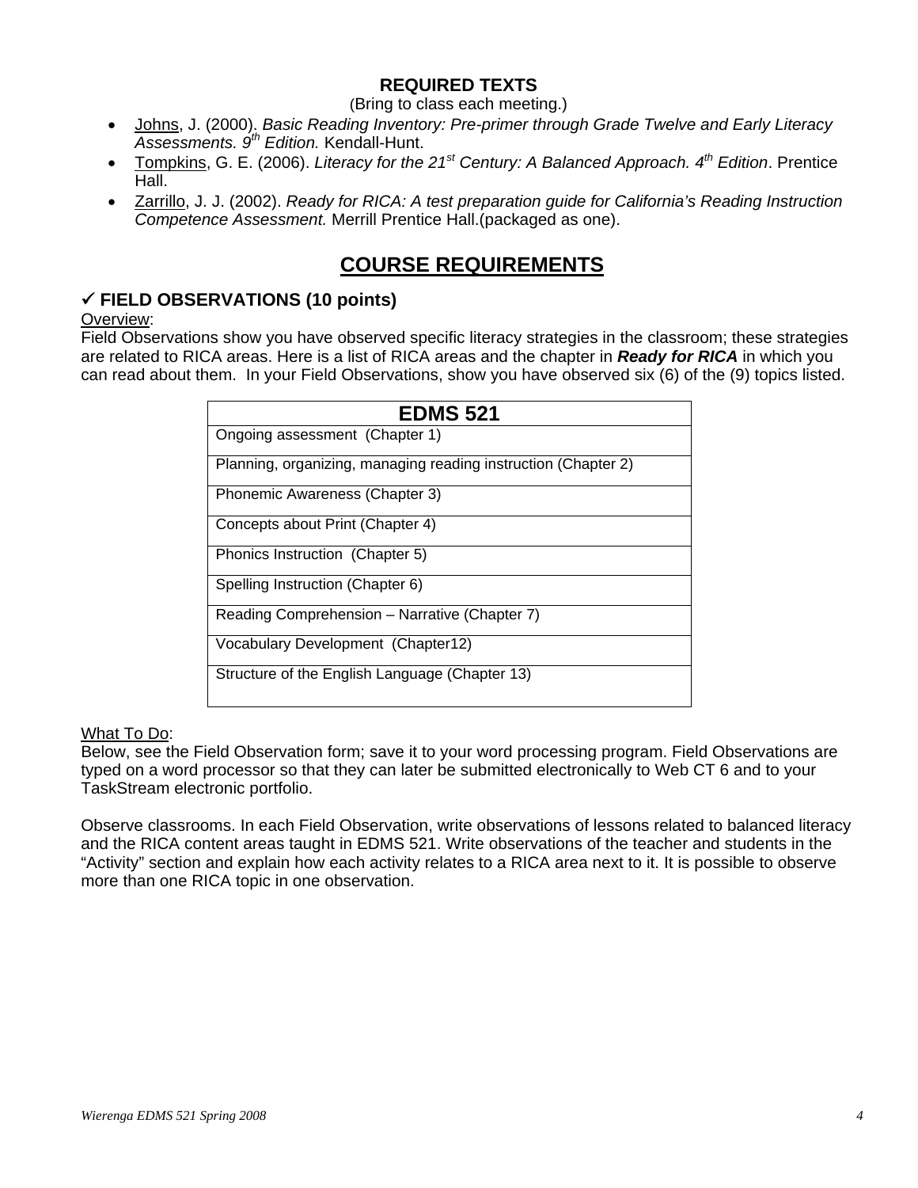## REQUIRED TEXTS

(Bring to class each meeting.)

- Johns, J. (2000). *Basic Reading Inventory: Pre-primer through Grade Twelve and Early Literacy Assessments. 9th Edition.* Kendall-Hunt.
- Tompkins, G. E. (2006). *Literacy for the 21st Century: A Balanced Approach. 4th Edition*. Prentice Hall.
- Zarrillo, J. J. (2002). *Ready for RICA: A test preparation guide for California's Reading Instruction Competence Assessment.* Merrill Prentice Hall.(packaged as one).

# COURSE REQUIREMENTS

### ✓ FIELD OBSERVATIONS (10 points)

Overview:

Field Observations show you have observed specific literacy strategies in the classroom; these strategies are related to RICA areas. Here is a list of RICA areas and the chapter in ***Ready for RICA*** in which you can read about them. In your Field Observations, show you have observed six (6) of the (9) topics listed.

| EDMS 521 |
|---|
| Ongoing assessment (Chapter 1) |
| Planning, organizing, managing reading instruction (Chapter 2) |
| Phonemic Awareness (Chapter 3) |
| Concepts about Print (Chapter 4) |
| Phonics Instruction (Chapter 5) |
| Spelling Instruction (Chapter 6) |
| Reading Comprehension – Narrative (Chapter 7) |
| Vocabulary Development (Chapter12) |
| Structure of the English Language (Chapter 13) |

What To Do:

Below, see the Field Observation form; save it to your word processing program. Field Observations are typed on a word processor so that they can later be submitted electronically to Web CT 6 and to your TaskStream electronic portfolio.

Observe classrooms. In each Field Observation, write observations of lessons related to balanced literacy and the RICA content areas taught in EDMS 521. Write observations of the teacher and students in the "Activity" section and explain how each activity relates to a RICA area next to it. It is possible to observe more than one RICA topic in one observation.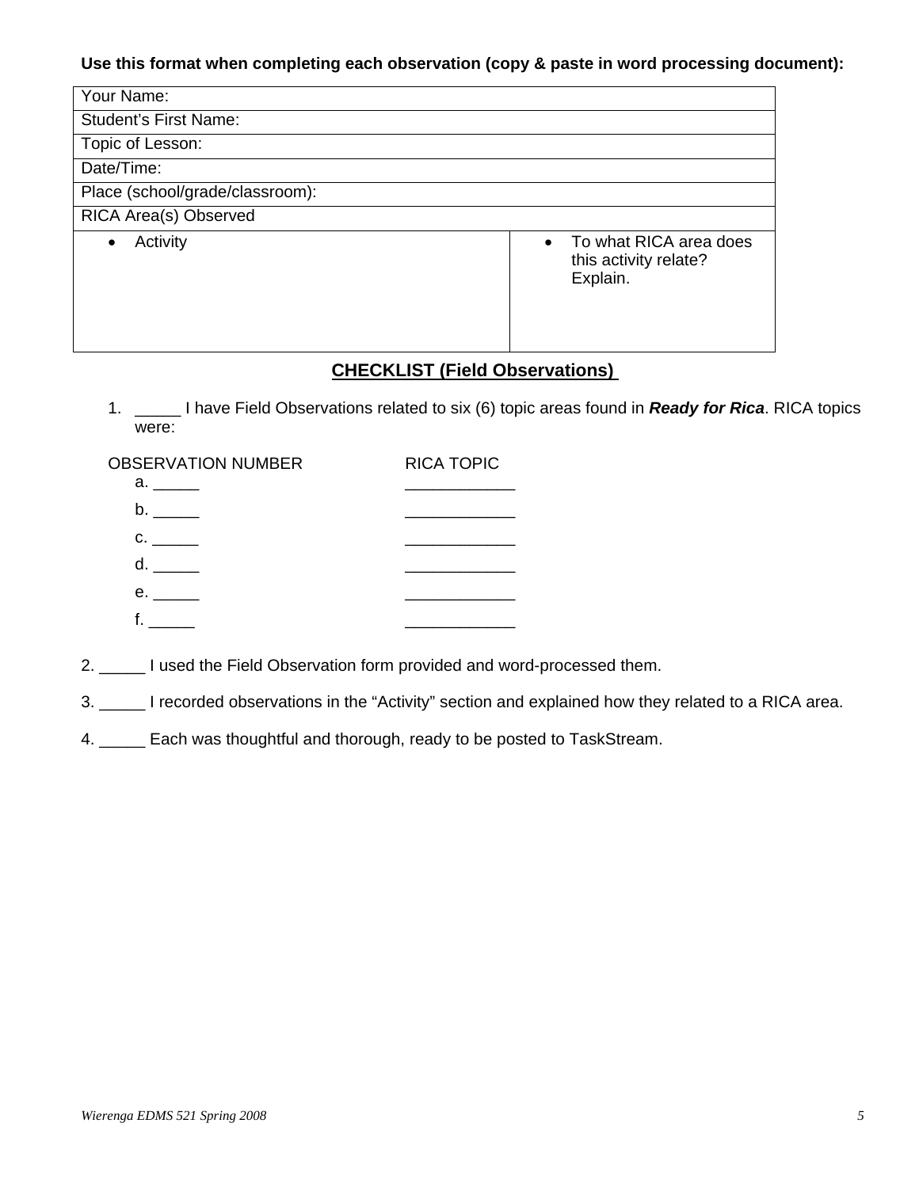**Use this format when completing each observation (copy & paste in word processing document):**

| Your Name: | |
|---|---|
| Student's First Name: | |
| Topic of Lesson: | |
| Date/Time: | |
| Place (school/grade/classroom): | |
| RICA Area(s) Observed | |
| • Activity | • To what RICA area does this activity relate? Explain. |

## CHECKLIST (Field Observations)

1. _____ I have Field Observations related to six (6) topic areas found in ***Ready for Rica***. RICA topics were:

| OBSERVATION NUMBER | RICA TOPIC |
|---|---|
| a. _____ | ____________ |
| b. _____ | ____________ |
| c. _____ | ____________ |
| d. _____ | ____________ |
| e. _____ | ____________ |
| f. _____ | ____________ |

2. _____ I used the Field Observation form provided and word-processed them.

3. _____ I recorded observations in the "Activity" section and explained how they related to a RICA area.

4. _____ Each was thoughtful and thorough, ready to be posted to TaskStream.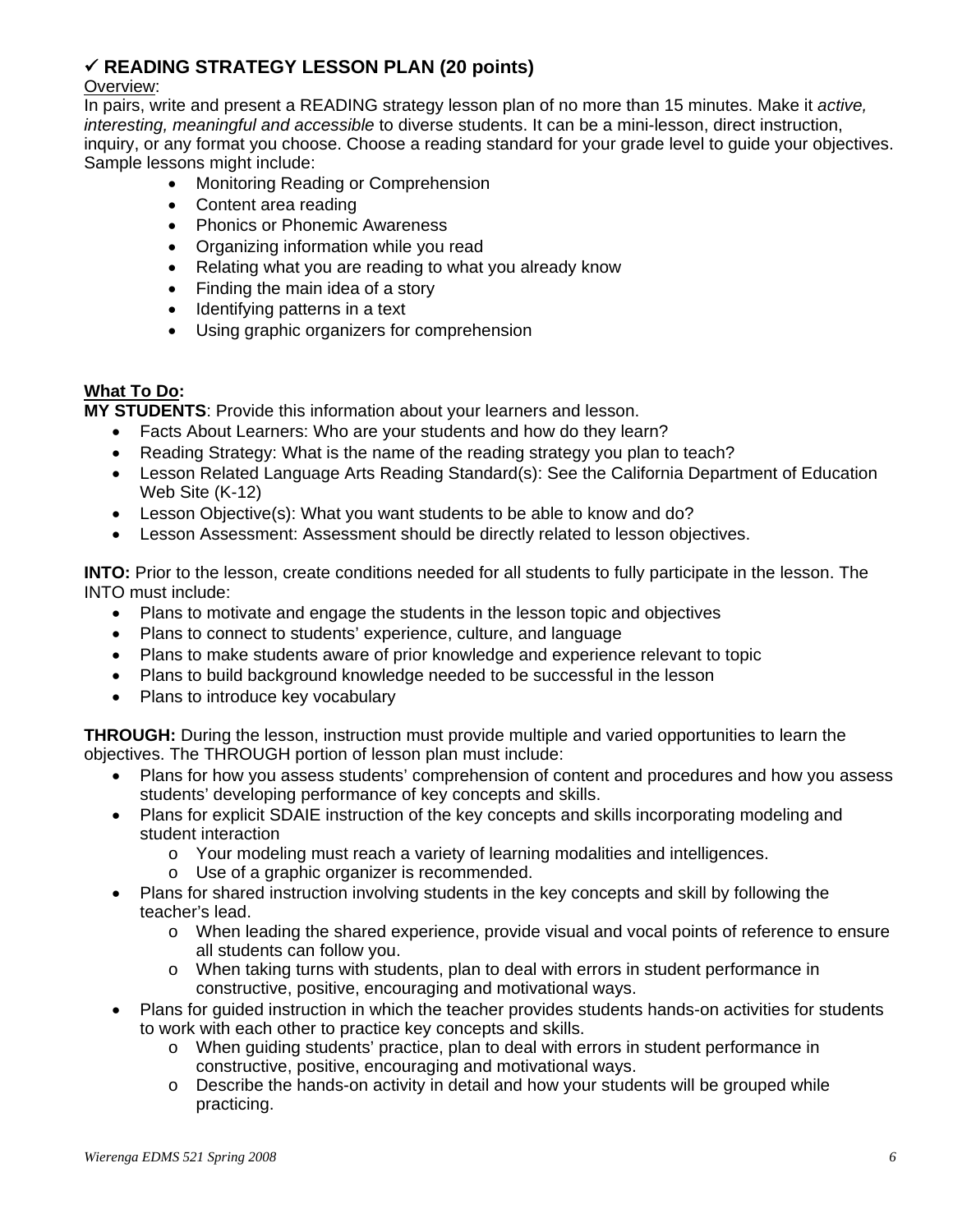## ✓ READING STRATEGY LESSON PLAN (20 points)

<u>Overview</u>:
In pairs, write and present a READING strategy lesson plan of no more than 15 minutes. Make it *active, interesting, meaningful and accessible* to diverse students. It can be a mini-lesson, direct instruction, inquiry, or any format you choose. Choose a reading standard for your grade level to guide your objectives. Sample lessons might include:

- Monitoring Reading or Comprehension
- Content area reading
- Phonics or Phonemic Awareness
- Organizing information while you read
- Relating what you are reading to what you already know
- Finding the main idea of a story
- Identifying patterns in a text
- Using graphic organizers for comprehension

**<u>What To Do</u>:**
**MY STUDENTS**: Provide this information about your learners and lesson.

- Facts About Learners: Who are your students and how do they learn?
- Reading Strategy: What is the name of the reading strategy you plan to teach?
- Lesson Related Language Arts Reading Standard(s): See the California Department of Education Web Site (K-12)
- Lesson Objective(s): What you want students to be able to know and do?
- Lesson Assessment: Assessment should be directly related to lesson objectives.

**INTO:** Prior to the lesson, create conditions needed for all students to fully participate in the lesson. The INTO must include:

- Plans to motivate and engage the students in the lesson topic and objectives
- Plans to connect to students' experience, culture, and language
- Plans to make students aware of prior knowledge and experience relevant to topic
- Plans to build background knowledge needed to be successful in the lesson
- Plans to introduce key vocabulary

**THROUGH:** During the lesson, instruction must provide multiple and varied opportunities to learn the objectives. The THROUGH portion of lesson plan must include:

- Plans for how you assess students' comprehension of content and procedures and how you assess students' developing performance of key concepts and skills.
- Plans for explicit SDAIE instruction of the key concepts and skills incorporating modeling and student interaction
  - Your modeling must reach a variety of learning modalities and intelligences.
  - Use of a graphic organizer is recommended.
- Plans for shared instruction involving students in the key concepts and skill by following the teacher's lead.
  - When leading the shared experience, provide visual and vocal points of reference to ensure all students can follow you.
  - When taking turns with students, plan to deal with errors in student performance in constructive, positive, encouraging and motivational ways.
- Plans for guided instruction in which the teacher provides students hands-on activities for students to work with each other to practice key concepts and skills.
  - When guiding students' practice, plan to deal with errors in student performance in constructive, positive, encouraging and motivational ways.
  - Describe the hands-on activity in detail and how your students will be grouped while practicing.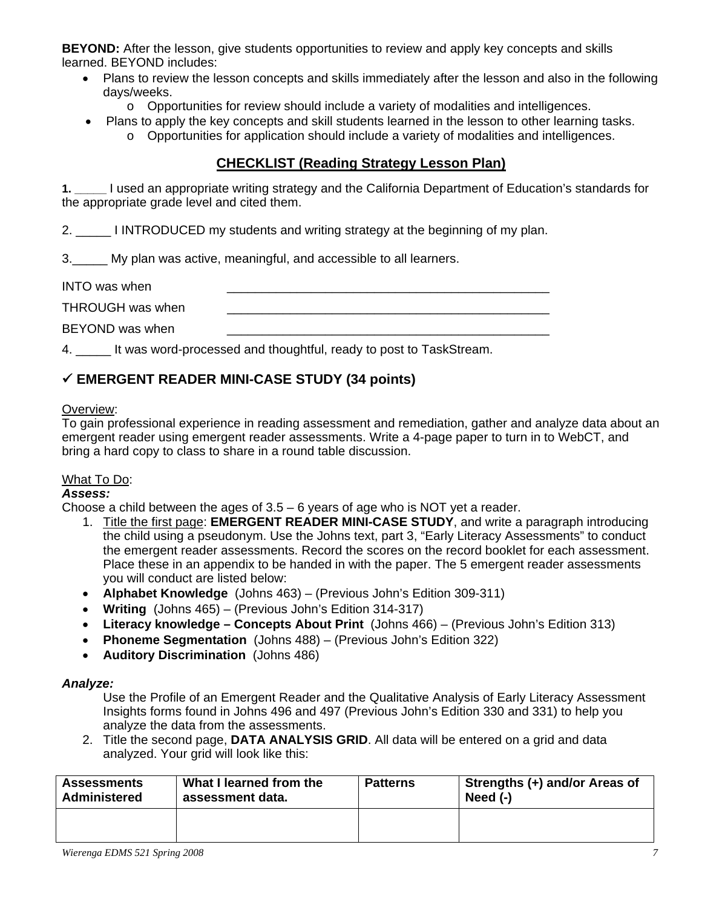**BEYOND:** After the lesson, give students opportunities to review and apply key concepts and skills learned. BEYOND includes:

- Plans to review the lesson concepts and skills immediately after the lesson and also in the following days/weeks.
  - Opportunities for review should include a variety of modalities and intelligences.
- Plans to apply the key concepts and skill students learned in the lesson to other learning tasks.
  - Opportunities for application should include a variety of modalities and intelligences.

## CHECKLIST (Reading Strategy Lesson Plan)

**1.** _____ I used an appropriate writing strategy and the California Department of Education's standards for the appropriate grade level and cited them.

2. _____ I INTRODUCED my students and writing strategy at the beginning of my plan.

3._____ My plan was active, meaningful, and accessible to all learners.

INTO was when ________________________________________________

THROUGH was when ________________________________________________

BEYOND was when ________________________________________________

4. _____ It was word-processed and thoughtful, ready to post to TaskStream.

## ✓ EMERGENT READER MINI-CASE STUDY (34 points)

Overview:
To gain professional experience in reading assessment and remediation, gather and analyze data about an emergent reader using emergent reader assessments. Write a 4-page paper to turn in to WebCT, and bring a hard copy to class to share in a round table discussion.

What To Do:
***Assess:***
Choose a child between the ages of 3.5 – 6 years of age who is NOT yet a reader.

1. Title the first page: **EMERGENT READER MINI-CASE STUDY**, and write a paragraph introducing the child using a pseudonym. Use the Johns text, part 3, "Early Literacy Assessments" to conduct the emergent reader assessments. Record the scores on the record booklet for each assessment. Place these in an appendix to be handed in with the paper. The 5 emergent reader assessments you will conduct are listed below:

- **Alphabet Knowledge** (Johns 463) – (Previous John's Edition 309-311)
- **Writing** (Johns 465) – (Previous John's Edition 314-317)
- **Literacy knowledge – Concepts About Print** (Johns 466) – (Previous John's Edition 313)
- **Phoneme Segmentation** (Johns 488) – (Previous John's Edition 322)
- **Auditory Discrimination** (Johns 486)

***Analyze:***

Use the Profile of an Emergent Reader and the Qualitative Analysis of Early Literacy Assessment Insights forms found in Johns 496 and 497 (Previous John's Edition 330 and 331) to help you analyze the data from the assessments.

2. Title the second page, **DATA ANALYSIS GRID**. All data will be entered on a grid and data analyzed. Your grid will look like this:

| Assessments Administered | What I learned from the assessment data. | Patterns | Strengths (+) and/or Areas of Need (-) |
|---|---|---|---|
| | | | |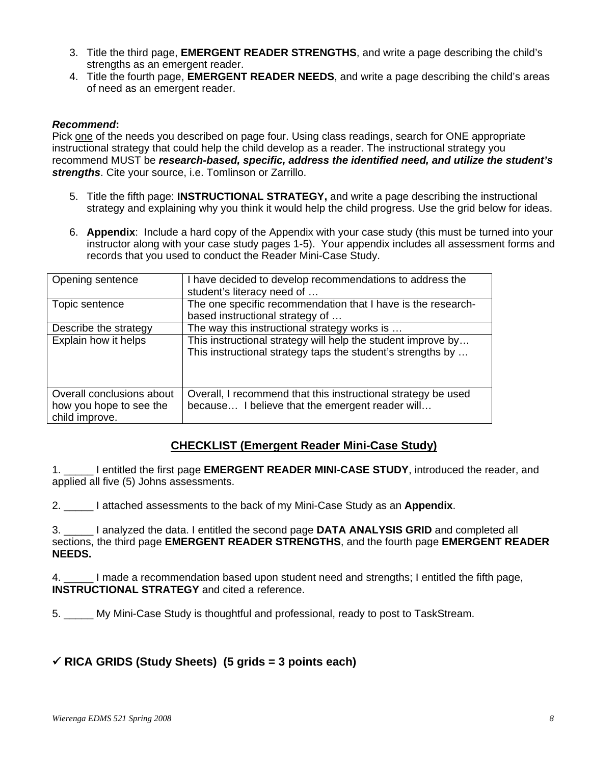3. Title the third page, **EMERGENT READER STRENGTHS**, and write a page describing the child's strengths as an emergent reader.
4. Title the fourth page, **EMERGENT READER NEEDS**, and write a page describing the child's areas of need as an emergent reader.

***Recommend*:**
Pick <u>one</u> of the needs you described on page four. Using class readings, search for ONE appropriate instructional strategy that could help the child develop as a reader. The instructional strategy you recommend MUST be ***research-based, specific, address the identified need, and utilize the student's strengths***. Cite your source, i.e. Tomlinson or Zarrillo.

5. Title the fifth page: **INSTRUCTIONAL STRATEGY,** and write a page describing the instructional strategy and explaining why you think it would help the child progress. Use the grid below for ideas.

6. **Appendix**: Include a hard copy of the Appendix with your case study (this must be turned into your instructor along with your case study pages 1-5). Your appendix includes all assessment forms and records that you used to conduct the Reader Mini-Case Study.

| | |
|---|---|
| Opening sentence | I have decided to develop recommendations to address the student's literacy need of … |
| Topic sentence | The one specific recommendation that I have is the research-based instructional strategy of … |
| Describe the strategy | The way this instructional strategy works is … |
| Explain how it helps | This instructional strategy will help the student improve by… This instructional strategy taps the student's strengths by … |
| Overall conclusions about how you hope to see the child improve. | Overall, I recommend that this instructional strategy be used because… I believe that the emergent reader will… |

## <u>CHECKLIST (Emergent Reader Mini-Case Study)</u>

1. _____ I entitled the first page **EMERGENT READER MINI-CASE STUDY**, introduced the reader, and applied all five (5) Johns assessments.

2. _____ I attached assessments to the back of my Mini-Case Study as an **Appendix**.

3. _____ I analyzed the data. I entitled the second page **DATA ANALYSIS GRID** and completed all sections, the third page **EMERGENT READER STRENGTHS**, and the fourth page **EMERGENT READER NEEDS.**

4. _____ I made a recommendation based upon student need and strengths; I entitled the fifth page, **INSTRUCTIONAL STRATEGY** and cited a reference.

5. _____ My Mini-Case Study is thoughtful and professional, ready to post to TaskStream.

## ✓ RICA GRIDS (Study Sheets) (5 grids = 3 points each)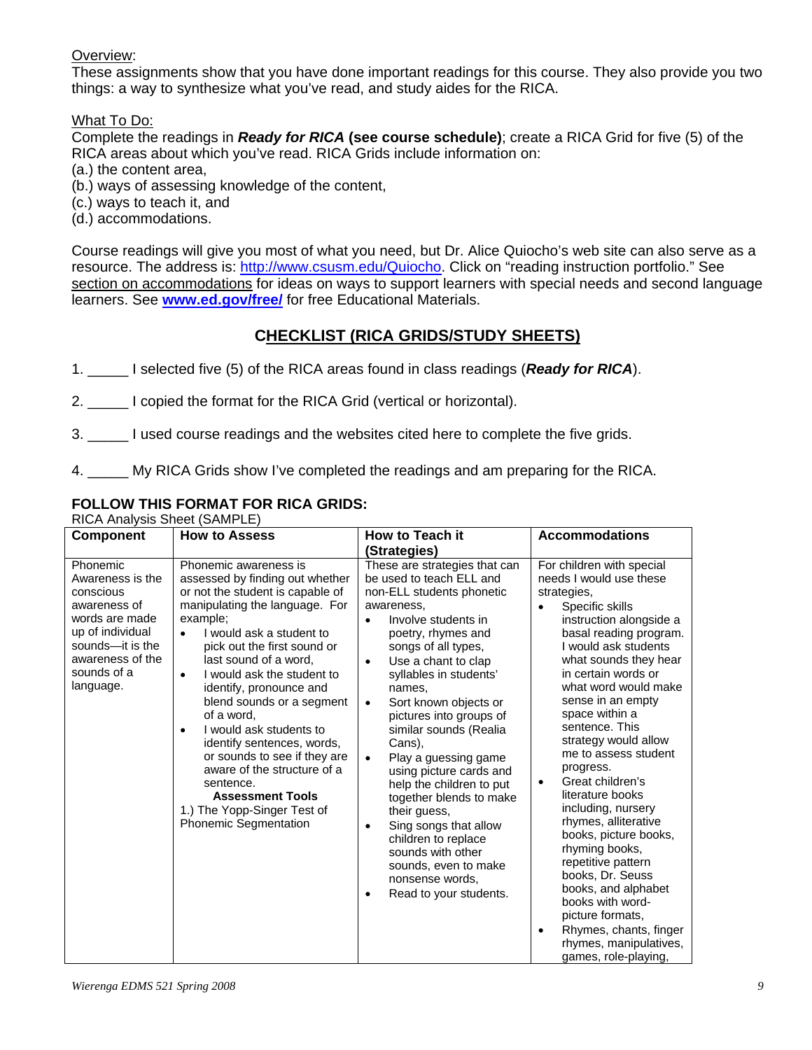Overview:
These assignments show that you have done important readings for this course. They also provide you two things: a way to synthesize what you've read, and study aides for the RICA.

What To Do:
Complete the readings in ***Ready for RICA*** **(see course schedule)**; create a RICA Grid for five (5) of the RICA areas about which you've read. RICA Grids include information on:
(a.) the content area,
(b.) ways of assessing knowledge of the content,
(c.) ways to teach it, and
(d.) accommodations.

Course readings will give you most of what you need, but Dr. Alice Quiocho's web site can also serve as a resource. The address is: http://www.csusm.edu/Quiocho. Click on "reading instruction portfolio." See section on accommodations for ideas on ways to support learners with special needs and second language learners. See **www.ed.gov/free/** for free Educational Materials.

## CHECKLIST (RICA GRIDS/STUDY SHEETS)

1. _____ I selected five (5) of the RICA areas found in class readings (***Ready for RICA***).

2. _____ I copied the format for the RICA Grid (vertical or horizontal).

3. _____ I used course readings and the websites cited here to complete the five grids.

4. _____ My RICA Grids show I've completed the readings and am preparing for the RICA.

**FOLLOW THIS FORMAT FOR RICA GRIDS:**

RICA Analysis Sheet (SAMPLE)

| Component | How to Assess | How to Teach it (Strategies) | Accommodations |
|---|---|---|---|
| Phonemic Awareness is the conscious awareness of words are made up of individual sounds—it is the awareness of the sounds of a language. | Phonemic awareness is assessed by finding out whether or not the student is capable of manipulating the language. For example;<br>• I would ask a student to pick out the first sound or last sound of a word,<br>• I would ask the student to identify, pronounce and blend sounds or a segment of a word,<br>• I would ask students to identify sentences, words, or sounds to see if they are aware of the structure of a sentence.<br>**Assessment Tools**<br>1.) The Yopp-Singer Test of Phonemic Segmentation | These are strategies that can be used to teach ELL and non-ELL students phonetic awareness,<br>• Involve students in poetry, rhymes and songs of all types,<br>• Use a chant to clap syllables in students' names,<br>• Sort known objects or pictures into groups of similar sounds (Realia Cans),<br>• Play a guessing game using picture cards and help the children to put together blends to make their guess,<br>• Sing songs that allow children to replace sounds with other sounds, even to make nonsense words,<br>• Read to your students. | For children with special needs I would use these strategies,<br>• Specific skills instruction alongside a basal reading program. I would ask students what sounds they hear in certain words or what word would make sense in an empty space within a sentence. This strategy would allow me to assess student progress.<br>• Great children's literature books including, nursery rhymes, alliterative books, picture books, rhyming books, repetitive pattern books, Dr. Seuss books, and alphabet books with word-picture formats,<br>• Rhymes, chants, finger rhymes, manipulatives, games, role-playing, |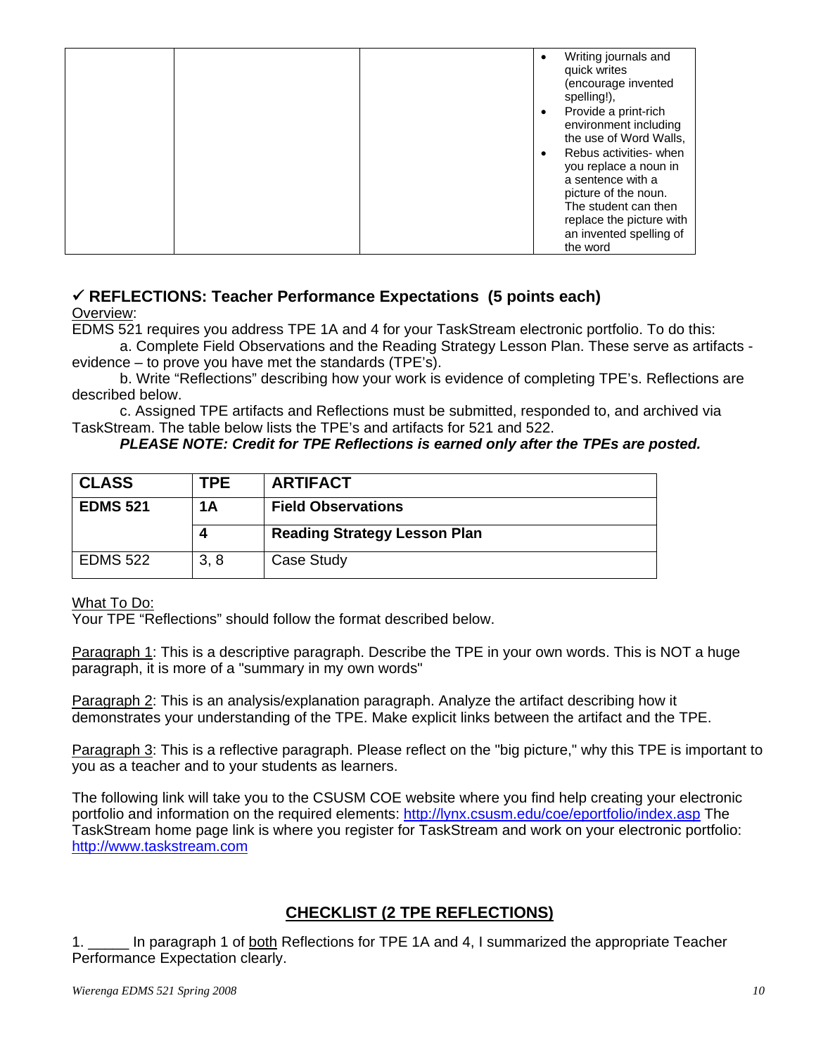| | | | <ul><li>Writing journals and quick writes (encourage invented spelling!),</li><li>Provide a print-rich environment including the use of Word Walls,</li><li>Rebus activities- when you replace a noun in a sentence with a picture of the noun. The student can then replace the picture with an invented spelling of the word</li></ul> |
|---|---|---|---|

## ✓ REFLECTIONS: Teacher Performance Expectations (5 points each)

Overview:

EDMS 521 requires you address TPE 1A and 4 for your TaskStream electronic portfolio. To do this:

a. Complete Field Observations and the Reading Strategy Lesson Plan. These serve as artifacts - evidence – to prove you have met the standards (TPE's).

b. Write "Reflections" describing how your work is evidence of completing TPE's. Reflections are described below.

c. Assigned TPE artifacts and Reflections must be submitted, responded to, and archived via TaskStream. The table below lists the TPE's and artifacts for 521 and 522.

***PLEASE NOTE: Credit for TPE Reflections is earned only after the TPEs are posted.***

| CLASS | TPE | ARTIFACT |
|---|---|---|
| **EDMS 521** | **1A** | **Field Observations** |
| | **4** | **Reading Strategy Lesson Plan** |
| EDMS 522 | 3, 8 | Case Study |

What To Do:

Your TPE "Reflections" should follow the format described below.

Paragraph 1: This is a descriptive paragraph. Describe the TPE in your own words. This is NOT a huge paragraph, it is more of a "summary in my own words"

Paragraph 2: This is an analysis/explanation paragraph. Analyze the artifact describing how it demonstrates your understanding of the TPE. Make explicit links between the artifact and the TPE.

Paragraph 3: This is a reflective paragraph. Please reflect on the "big picture," why this TPE is important to you as a teacher and to your students as learners.

The following link will take you to the CSUSM COE website where you find help creating your electronic portfolio and information on the required elements: http://lynx.csusm.edu/coe/eportfolio/index.asp The TaskStream home page link is where you register for TaskStream and work on your electronic portfolio: http://www.taskstream.com

## CHECKLIST (2 TPE REFLECTIONS)

1. _____ In paragraph 1 of both Reflections for TPE 1A and 4, I summarized the appropriate Teacher Performance Expectation clearly.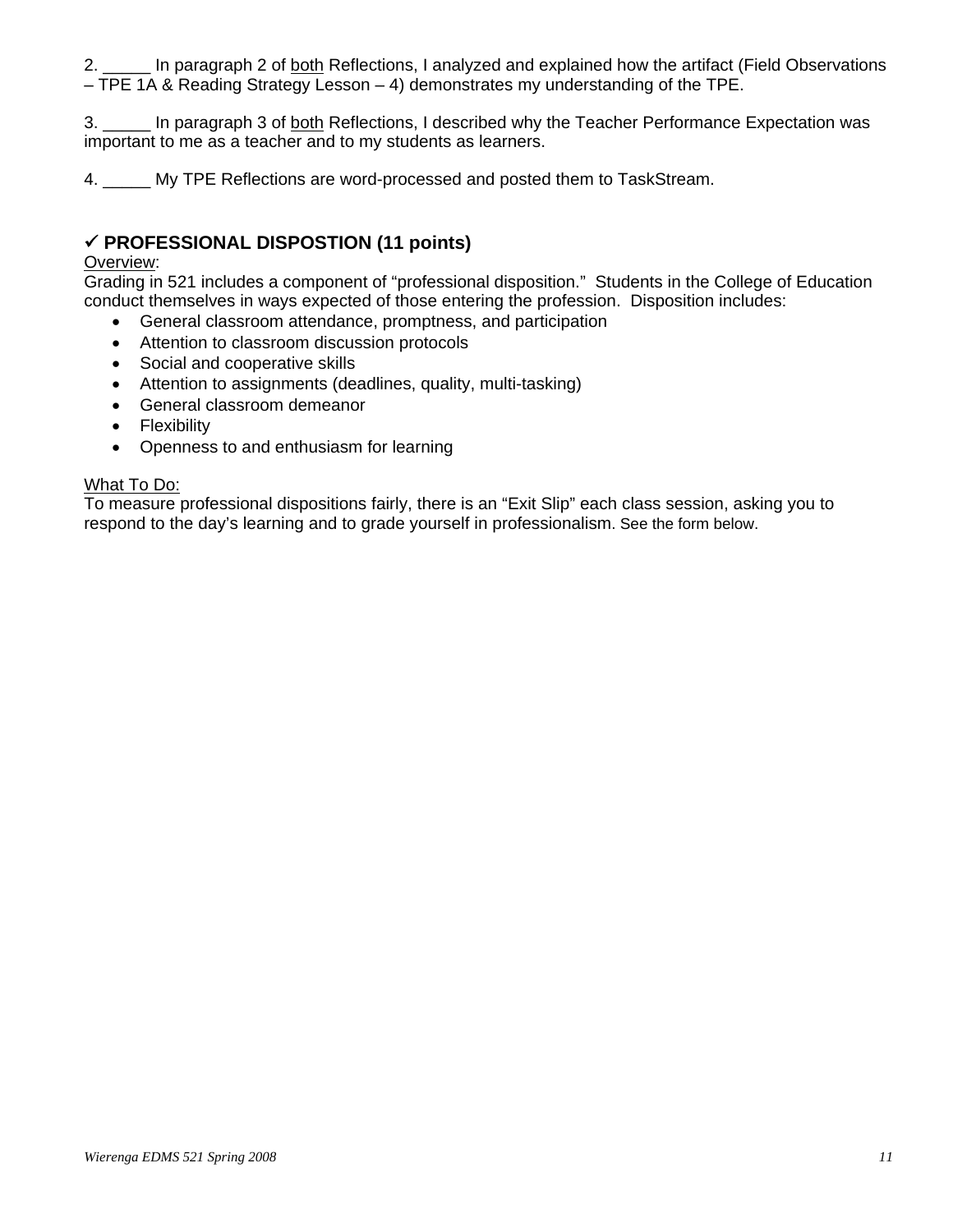2. _____ In paragraph 2 of <u>both</u> Reflections, I analyzed and explained how the artifact (Field Observations – TPE 1A & Reading Strategy Lesson – 4) demonstrates my understanding of the TPE.

3. _____ In paragraph 3 of <u>both</u> Reflections, I described why the Teacher Performance Expectation was important to me as a teacher and to my students as learners.

4. _____ My TPE Reflections are word-processed and posted them to TaskStream.

## ✓ PROFESSIONAL DISPOSTION (11 points)

<u>Overview</u>:
Grading in 521 includes a component of "professional disposition." Students in the College of Education conduct themselves in ways expected of those entering the profession. Disposition includes:

- General classroom attendance, promptness, and participation
- Attention to classroom discussion protocols
- Social and cooperative skills
- Attention to assignments (deadlines, quality, multi-tasking)
- General classroom demeanor
- Flexibility
- Openness to and enthusiasm for learning

<u>What To Do:</u>
To measure professional dispositions fairly, there is an "Exit Slip" each class session, asking you to respond to the day's learning and to grade yourself in professionalism. See the form below.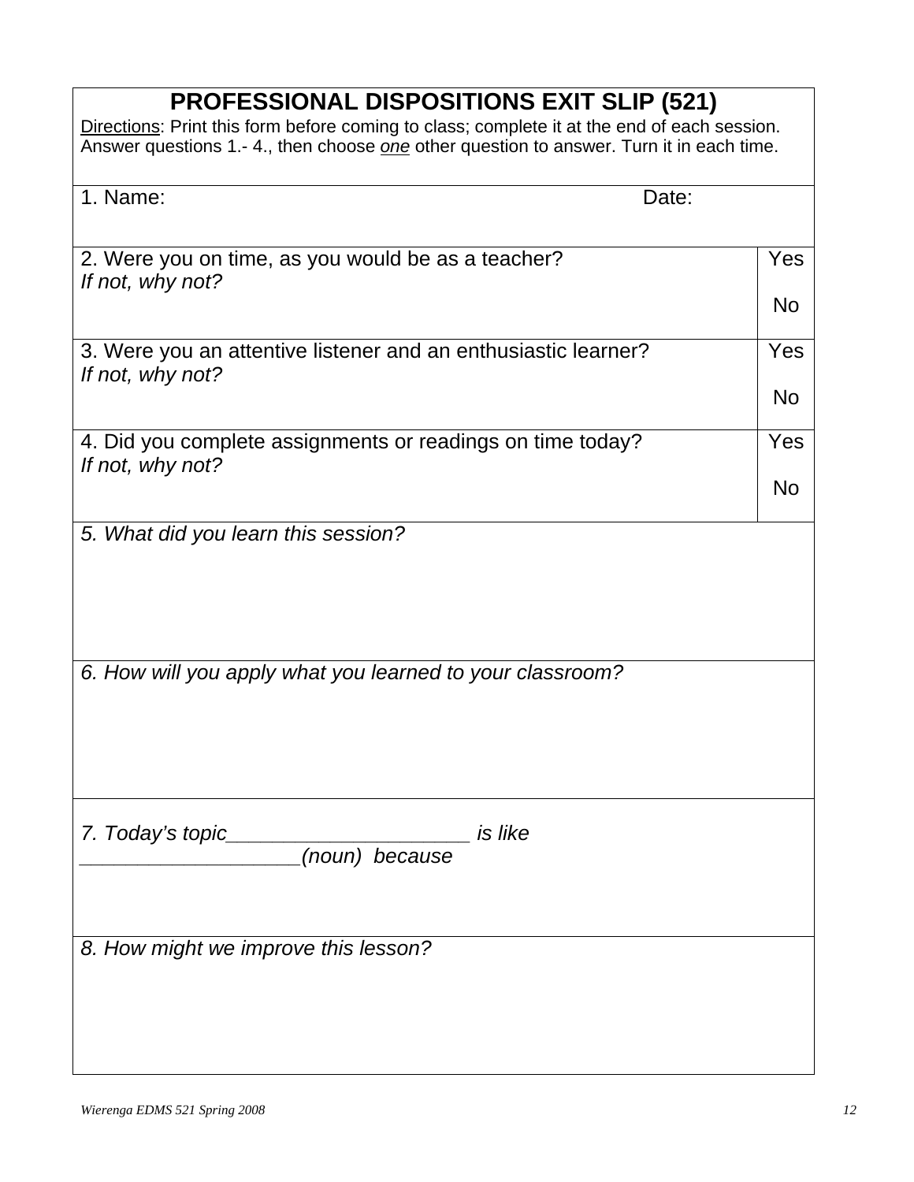# PROFESSIONAL DISPOSITIONS EXIT SLIP (521)

Directions: Print this form before coming to class; complete it at the end of each session. Answer questions 1.- 4., then choose *one* other question to answer. Turn it in each time.

| | |
|---|---|
| 1. Name: Date: | |
| 2. Were you on time, as you would be as a teacher?<br>*If not, why not?* | Yes<br><br>No |
| 3. Were you an attentive listener and an enthusiastic learner?<br>*If not, why not?* | Yes<br><br>No |
| 4. Did you complete assignments or readings on time today?<br>*If not, why not?* | Yes<br><br>No |
| *5. What did you learn this session?* | |
| *6. How will you apply what you learned to your classroom?* | |
| *7. Today's topic_____________________ is like ___________________(noun) because* | |
| *8. How might we improve this lesson?* | |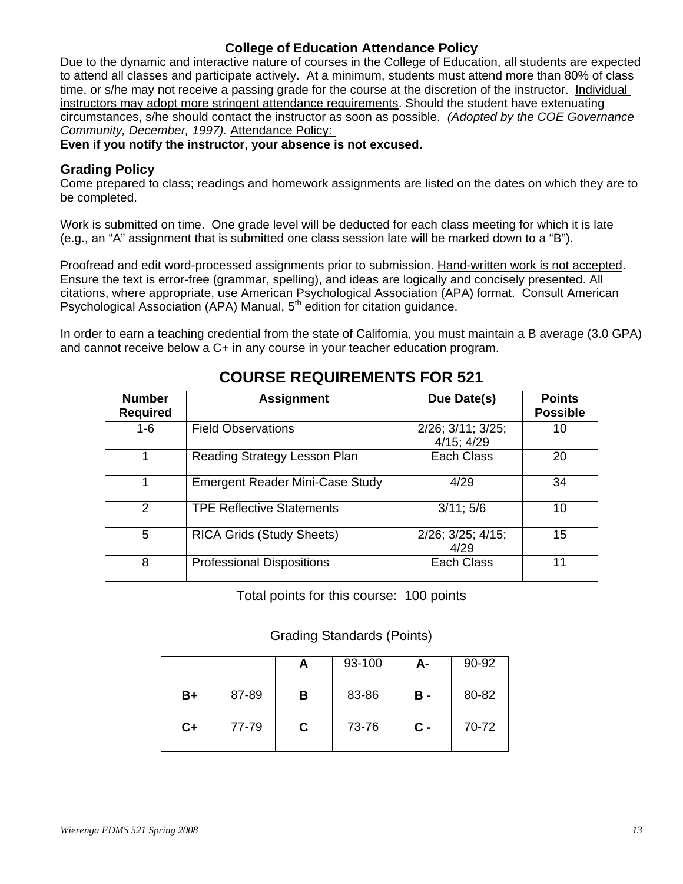### College of Education Attendance Policy

Due to the dynamic and interactive nature of courses in the College of Education, all students are expected to attend all classes and participate actively. At a minimum, students must attend more than 80% of class time, or s/he may not receive a passing grade for the course at the discretion of the instructor. Individual instructors may adopt more stringent attendance requirements. Should the student have extenuating circumstances, s/he should contact the instructor as soon as possible. *(Adopted by the COE Governance Community, December, 1997).* Attendance Policy:

**Even if you notify the instructor, your absence is not excused.**

## Grading Policy

Come prepared to class; readings and homework assignments are listed on the dates on which they are to be completed.

Work is submitted on time. One grade level will be deducted for each class meeting for which it is late (e.g., an "A" assignment that is submitted one class session late will be marked down to a "B").

Proofread and edit word-processed assignments prior to submission. Hand-written work is not accepted. Ensure the text is error-free (grammar, spelling), and ideas are logically and concisely presented. All citations, where appropriate, use American Psychological Association (APA) format. Consult American Psychological Association (APA) Manual, 5th edition for citation guidance.

In order to earn a teaching credential from the state of California, you must maintain a B average (3.0 GPA) and cannot receive below a C+ in any course in your teacher education program.

## COURSE REQUIREMENTS FOR 521

| Number Required | Assignment | Due Date(s) | Points Possible |
|---|---|---|---|
| 1-6 | Field Observations | 2/26; 3/11; 3/25; 4/15; 4/29 | 10 |
| 1 | Reading Strategy Lesson Plan | Each Class | 20 |
| 1 | Emergent Reader Mini-Case Study | 4/29 | 34 |
| 2 | TPE Reflective Statements | 3/11; 5/6 | 10 |
| 5 | RICA Grids (Study Sheets) | 2/26; 3/25; 4/15; 4/29 | 15 |
| 8 | Professional Dispositions | Each Class | 11 |

Total points for this course: 100 points

Grading Standards (Points)

| | | | | | |
|---|---|---|---|---|---|
| | | **A** | 93-100 | **A-** | 90-92 |
| **B+** | 87-89 | **B** | 83-86 | **B -** | 80-82 |
| **C+** | 77-79 | **C** | 73-76 | **C -** | 70-72 |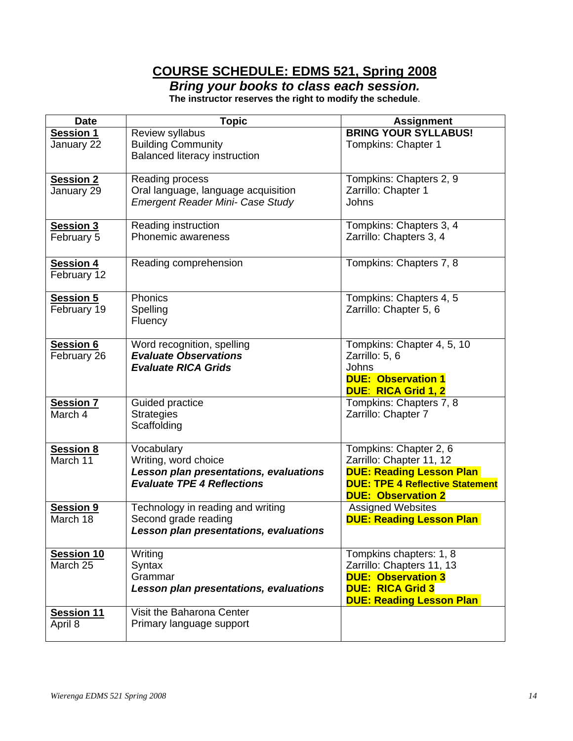# COURSE SCHEDULE: EDMS 521, Spring 2008

***Bring your books to class each session.***

**The instructor reserves the right to modify the schedule.**

| Date | Topic | Assignment |
|---|---|---|
| **Session 1**<br>January 22 | Review syllabus<br>Building Community<br>Balanced literacy instruction | **BRING YOUR SYLLABUS!**<br>Tompkins: Chapter 1 |
| **Session 2**<br>January 29 | Reading process<br>Oral language, language acquisition<br>*Emergent Reader Mini- Case Study* | Tompkins: Chapters 2, 9<br>Zarrillo: Chapter 1<br>Johns |
| **Session 3**<br>February 5 | Reading instruction<br>Phonemic awareness | Tompkins: Chapters 3, 4<br>Zarrillo: Chapters 3, 4 |
| **Session 4**<br>February 12 | Reading comprehension | Tompkins: Chapters 7, 8 |
| **Session 5**<br>February 19 | Phonics<br>Spelling<br>Fluency | Tompkins: Chapters 4, 5<br>Zarrillo: Chapter 5, 6 |
| **Session 6**<br>February 26 | Word recognition, spelling<br>***Evaluate Observations***<br>***Evaluate RICA Grids*** | Tompkins: Chapter 4, 5, 10<br>Zarrillo: 5, 6<br>Johns<br>**DUE: Observation 1**<br>**DUE: RICA Grid 1, 2** |
| **Session 7**<br>March 4 | Guided practice<br>Strategies<br>Scaffolding | Tompkins: Chapters 7, 8<br>Zarrillo: Chapter 7 |
| **Session 8**<br>March 11 | Vocabulary<br>Writing, word choice<br>***Lesson plan presentations, evaluations***<br>***Evaluate TPE 4 Reflections*** | Tompkins: Chapter 2, 6<br>Zarrillo: Chapter 11, 12<br>**DUE: Reading Lesson Plan**<br>**DUE: TPE 4 Reflective Statement**<br>**DUE: Observation 2** |
| **Session 9**<br>March 18 | Technology in reading and writing<br>Second grade reading<br>***Lesson plan presentations, evaluations*** | Assigned Websites<br>**DUE: Reading Lesson Plan** |
| **Session 10**<br>March 25 | Writing<br>Syntax<br>Grammar<br>***Lesson plan presentations, evaluations*** | Tompkins chapters: 1, 8<br>Zarrillo: Chapters 11, 13<br>**DUE: Observation 3**<br>**DUE: RICA Grid 3**<br>**DUE: Reading Lesson Plan** |
| **Session 11**<br>April 8 | Visit the Baharona Center<br>Primary language support | |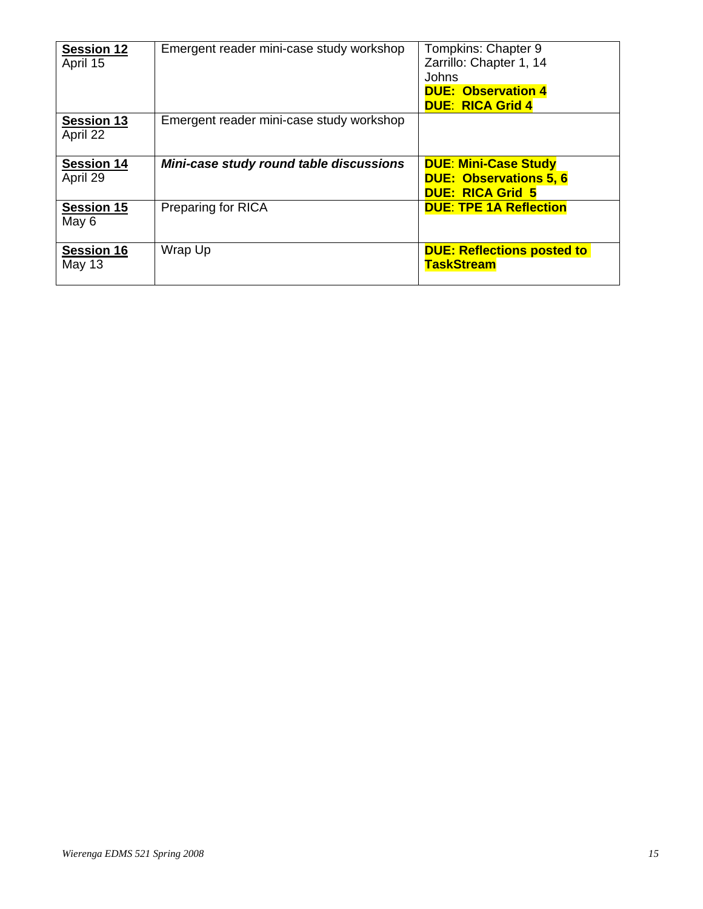| **Session 12** April 15 | Emergent reader mini-case study workshop | Tompkins: Chapter 9<br>Zarrillo: Chapter 1, 14<br>Johns<br>**DUE: Observation 4**<br>**DUE: RICA Grid 4** |
|---|---|---|
| **Session 13** April 22 | Emergent reader mini-case study workshop | |
| **Session 14** April 29 | ***Mini-case study round table discussions*** | **DUE: Mini-Case Study**<br>**DUE: Observations 5, 6**<br>**DUE: RICA Grid 5** |
| **Session 15** May 6 | Preparing for RICA | **DUE: TPE 1A Reflection** |
| **Session 16** May 13 | Wrap Up | **DUE: Reflections posted to TaskStream** |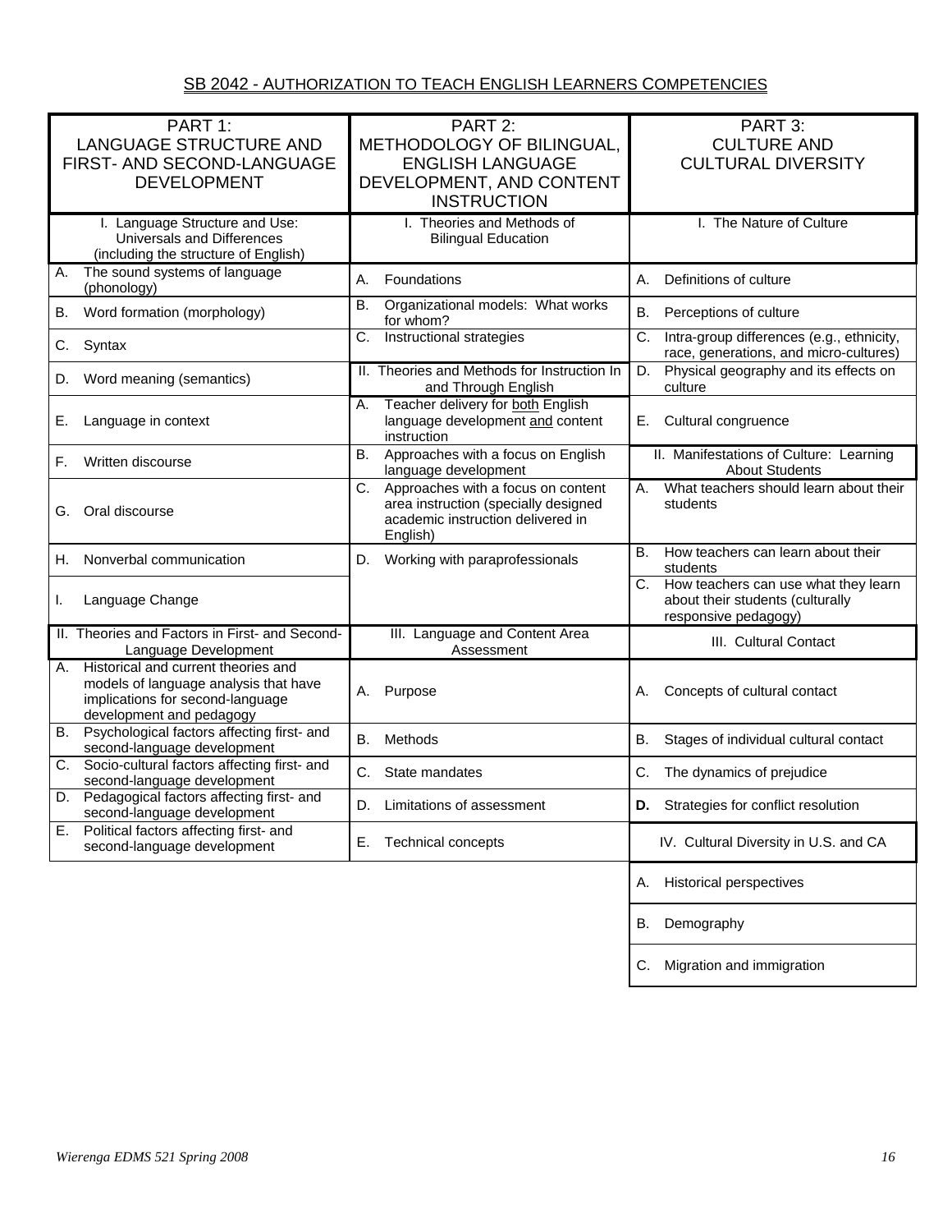## SB 2042 - AUTHORIZATION TO TEACH ENGLISH LEARNERS COMPETENCIES

| PART 1: LANGUAGE STRUCTURE AND FIRST- AND SECOND-LANGUAGE DEVELOPMENT | PART 2: METHODOLOGY OF BILINGUAL, ENGLISH LANGUAGE DEVELOPMENT, AND CONTENT INSTRUCTION | PART 3: CULTURE AND CULTURAL DIVERSITY |
|---|---|---|
| I. Language Structure and Use: Universals and Differences (including the structure of English) | I. Theories and Methods of Bilingual Education | I. The Nature of Culture |
| A. The sound systems of language (phonology) | A. Foundations | A. Definitions of culture |
| B. Word formation (morphology) | B. Organizational models: What works for whom? | B. Perceptions of culture |
| C. Syntax | C. Instructional strategies | C. Intra-group differences (e.g., ethnicity, race, generations, and micro-cultures) |
| D. Word meaning (semantics) | II. Theories and Methods for Instruction In and Through English | D. Physical geography and its effects on culture |
| E. Language in context | A. Teacher delivery for both English language development and content instruction | E. Cultural congruence |
| F. Written discourse | B. Approaches with a focus on English language development | II. Manifestations of Culture: Learning About Students |
| G. Oral discourse | C. Approaches with a focus on content area instruction (specially designed academic instruction delivered in English) | A. What teachers should learn about their students |
| H. Nonverbal communication | D. Working with paraprofessionals | B. How teachers can learn about their students |
| I. Language Change | | C. How teachers can use what they learn about their students (culturally responsive pedagogy) |
| II. Theories and Factors in First- and Second-Language Development | III. Language and Content Area Assessment | III. Cultural Contact |
| A. Historical and current theories and models of language analysis that have implications for second-language development and pedagogy | A. Purpose | A. Concepts of cultural contact |
| B. Psychological factors affecting first- and second-language development | B. Methods | B. Stages of individual cultural contact |
| C. Socio-cultural factors affecting first- and second-language development | C. State mandates | C. The dynamics of prejudice |
| D. Pedagogical factors affecting first- and second-language development | D. Limitations of assessment | **D.** Strategies for conflict resolution |
| E. Political factors affecting first- and second-language development | E. Technical concepts | IV. Cultural Diversity in U.S. and CA |
| | | A. Historical perspectives |
| | | B. Demography |
| | | C. Migration and immigration |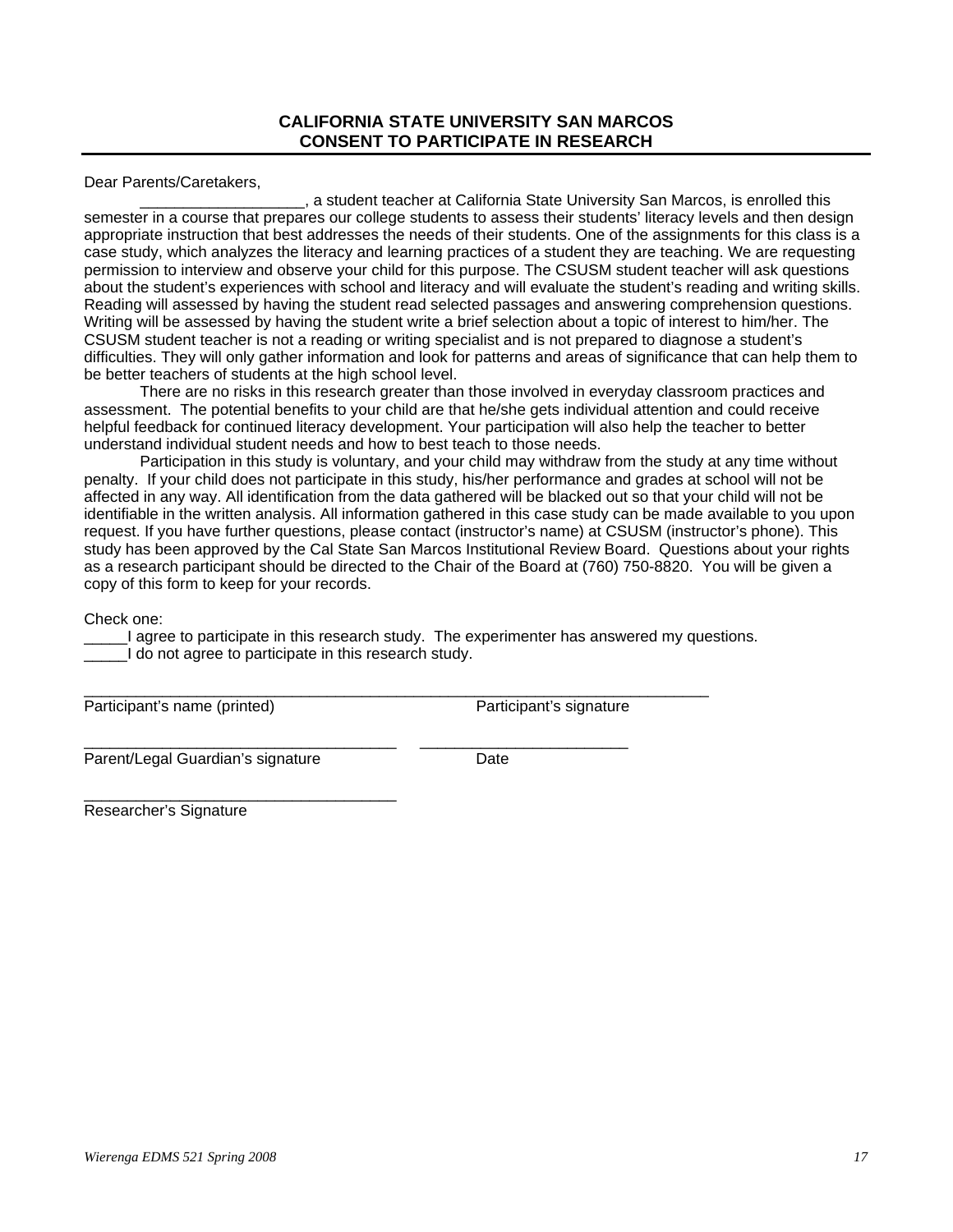**CALIFORNIA STATE UNIVERSITY SAN MARCOS**
**CONSENT TO PARTICIPATE IN RESEARCH**

---

Dear Parents/Caretakers,

___________________, a student teacher at California State University San Marcos, is enrolled this semester in a course that prepares our college students to assess their students' literacy levels and then design appropriate instruction that best addresses the needs of their students. One of the assignments for this class is a case study, which analyzes the literacy and learning practices of a student they are teaching. We are requesting permission to interview and observe your child for this purpose. The CSUSM student teacher will ask questions about the student's experiences with school and literacy and will evaluate the student's reading and writing skills. Reading will assessed by having the student read selected passages and answering comprehension questions. Writing will be assessed by having the student write a brief selection about a topic of interest to him/her. The CSUSM student teacher is not a reading or writing specialist and is not prepared to diagnose a student's difficulties. They will only gather information and look for patterns and areas of significance that can help them to be better teachers of students at the high school level.

There are no risks in this research greater than those involved in everyday classroom practices and assessment. The potential benefits to your child are that he/she gets individual attention and could receive helpful feedback for continued literacy development. Your participation will also help the teacher to better understand individual student needs and how to best teach to those needs.

Participation in this study is voluntary, and your child may withdraw from the study at any time without penalty. If your child does not participate in this study, his/her performance and grades at school will not be affected in any way. All identification from the data gathered will be blacked out so that your child will not be identifiable in the written analysis. All information gathered in this case study can be made available to you upon request. If you have further questions, please contact (instructor's name) at CSUSM (instructor's phone). This study has been approved by the Cal State San Marcos Institutional Review Board. Questions about your rights as a research participant should be directed to the Chair of the Board at (760) 750-8820. You will be given a copy of this form to keep for your records.

Check one:

_____I agree to participate in this research study. The experimenter has answered my questions.
_____I do not agree to participate in this research study.

_____________________________________________________________________________
Participant's name (printed) Participant's signature

______________________________________ ________________________
Parent/Legal Guardian's signature Date

______________________________________
Researcher's Signature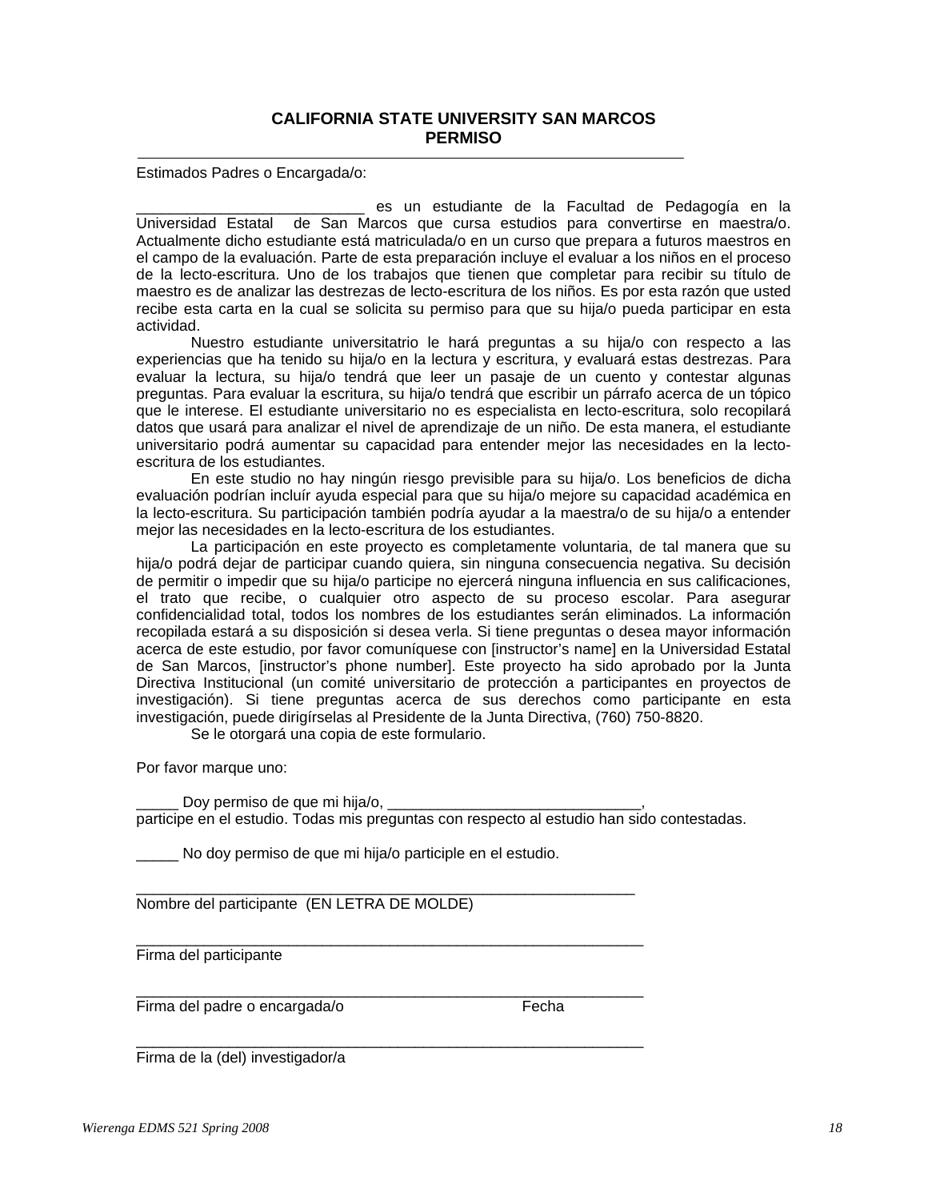# CALIFORNIA STATE UNIVERSITY SAN MARCOS
# PERMISO

Estimados Padres o Encargada/o:

___________________________ es un estudiante de la Facultad de Pedagogía en la Universidad Estatal de San Marcos que cursa estudios para convertirse en maestra/o. Actualmente dicho estudiante está matriculada/o en un curso que prepara a futuros maestros en el campo de la evaluación. Parte de esta preparación incluye el evaluar a los niños en el proceso de la lecto-escritura. Uno de los trabajos que tienen que completar para recibir su título de maestro es de analizar las destrezas de lecto-escritura de los niños. Es por esta razón que usted recibe esta carta en la cual se solicita su permiso para que su hija/o pueda participar en esta actividad.

Nuestro estudiante universitatrio le hará preguntas a su hija/o con respecto a las experiencias que ha tenido su hija/o en la lectura y escritura, y evaluará estas destrezas. Para evaluar la lectura, su hija/o tendrá que leer un pasaje de un cuento y contestar algunas preguntas. Para evaluar la escritura, su hija/o tendrá que escribir un párrafo acerca de un tópico que le interese. El estudiante universitario no es especialista en lecto-escritura, solo recopilará datos que usará para analizar el nivel de aprendizaje de un niño. De esta manera, el estudiante universitario podrá aumentar su capacidad para entender mejor las necesidades en la lecto-escritura de los estudiantes.

En este studio no hay ningún riesgo previsible para su hija/o. Los beneficios de dicha evaluación podrían incluír ayuda especial para que su hija/o mejore su capacidad académica en la lecto-escritura. Su participación también podría ayudar a la maestra/o de su hija/o a entender mejor las necesidades en la lecto-escritura de los estudiantes.

La participación en este proyecto es completamente voluntaria, de tal manera que su hija/o podrá dejar de participar cuando quiera, sin ninguna consecuencia negativa. Su decisión de permitir o impedir que su hija/o participe no ejercerá ninguna influencia en sus calificaciones, el trato que recibe, o cualquier otro aspecto de su proceso escolar. Para asegurar confidencialidad total, todos los nombres de los estudiantes serán eliminados. La información recopilada estará a su disposición si desea verla. Si tiene preguntas o desea mayor información acerca de este estudio, por favor comuníquese con [instructor's name] en la Universidad Estatal de San Marcos, [instructor's phone number]. Este proyecto ha sido aprobado por la Junta Directiva Institucional (un comité universitario de protección a participantes en proyectos de investigación). Si tiene preguntas acerca de sus derechos como participante en esta investigación, puede dirigírselas al Presidente de la Junta Directiva, (760) 750-8820.

Se le otorgará una copia de este formulario.

Por favor marque uno:

_____ Doy permiso de que mi hija/o, ______________________________, participe en el estudio. Todas mis preguntas con respecto al estudio han sido contestadas.

_____ No doy permiso de que mi hija/o participle en el estudio.

_____________________________________________________________
Nombre del participante (EN LETRA DE MOLDE)

_____________________________________________________________
Firma del participante

_____________________________________________________________
Firma del padre o encargada/o Fecha

_____________________________________________________________
Firma de la (del) investigador/a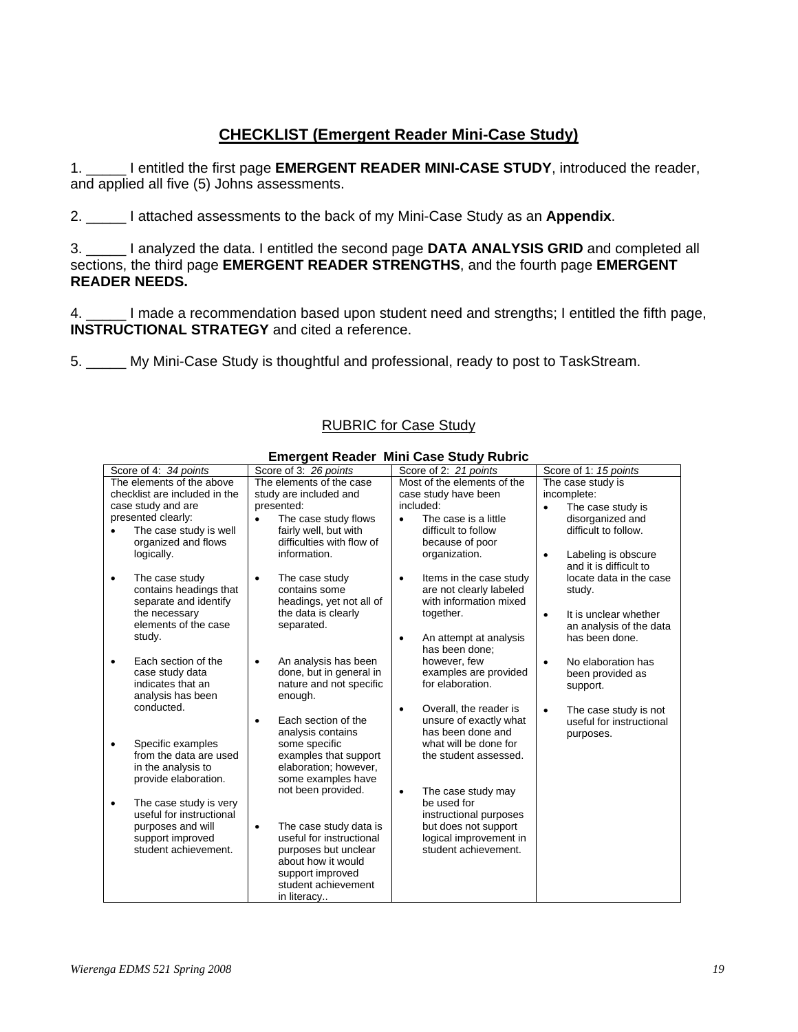## CHECKLIST (Emergent Reader Mini-Case Study)

1. _____ I entitled the first page **EMERGENT READER MINI-CASE STUDY**, introduced the reader, and applied all five (5) Johns assessments.

2. _____ I attached assessments to the back of my Mini-Case Study as an **Appendix**.

3. _____ I analyzed the data. I entitled the second page **DATA ANALYSIS GRID** and completed all sections, the third page **EMERGENT READER STRENGTHS**, and the fourth page **EMERGENT READER NEEDS.**

4. _____ I made a recommendation based upon student need and strengths; I entitled the fifth page, **INSTRUCTIONAL STRATEGY** and cited a reference.

5. _____ My Mini-Case Study is thoughtful and professional, ready to post to TaskStream.

RUBRIC for Case Study

**Emergent Reader Mini Case Study Rubric**

| Score of 4: *34 points* | Score of 3: *26 points* | Score of 2: *21 points* | Score of 1: *15 points* |
|---|---|---|---|
| The elements of the above checklist are included in the case study and are presented clearly:<br>• The case study is well organized and flows logically.<br>• The case study contains headings that separate and identify the necessary elements of the case study.<br>• Each section of the case study data indicates that an analysis has been conducted.<br>• Specific examples from the data are used in the analysis to provide elaboration.<br>• The case study is very useful for instructional purposes and will support improved student achievement. | The elements of the case study are included and presented:<br>• The case study flows fairly well, but with difficulties with flow of information.<br>• The case study contains some headings, yet not all of the data is clearly separated.<br>• An analysis has been done, but in general in nature and not specific enough.<br>• Each section of the analysis contains some specific examples that support elaboration; however, some examples have not been provided.<br>• The case study data is useful for instructional purposes but unclear about how it would support improved student achievement in literacy.. | Most of the elements of the case study have been included:<br>• The case is a little difficult to follow because of poor organization.<br>• Items in the case study are not clearly labeled with information mixed together.<br>• An attempt at analysis has been done; however, few examples are provided for elaboration.<br>• Overall, the reader is unsure of exactly what has been done and what will be done for the student assessed.<br>• The case study may be used for instructional purposes but does not support logical improvement in student achievement. | The case study is incomplete:<br>• The case study is disorganized and difficult to follow.<br>• Labeling is obscure and it is difficult to locate data in the case study.<br>• It is unclear whether an analysis of the data has been done.<br>• No elaboration has been provided as support.<br>• The case study is not useful for instructional purposes. |